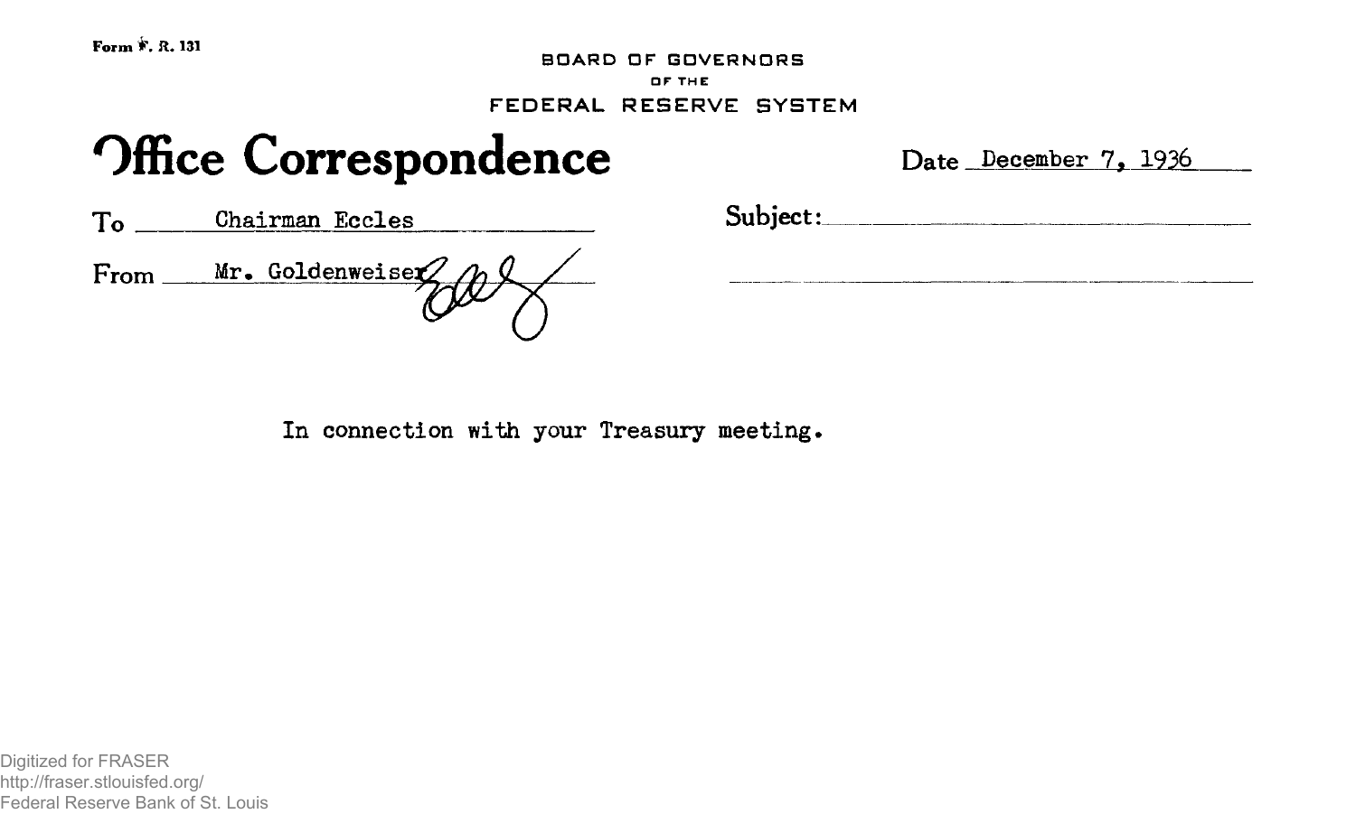Form F. R. 131

BOARD OF GOVERNORS
OF THE
FEDERAL RESERVE SYSTEM

# Office Correspondence

Date December 7, 1936

To Chairman Eccles

From Mr. Goldenweiser

Subject:

In connection with your Treasury meeting.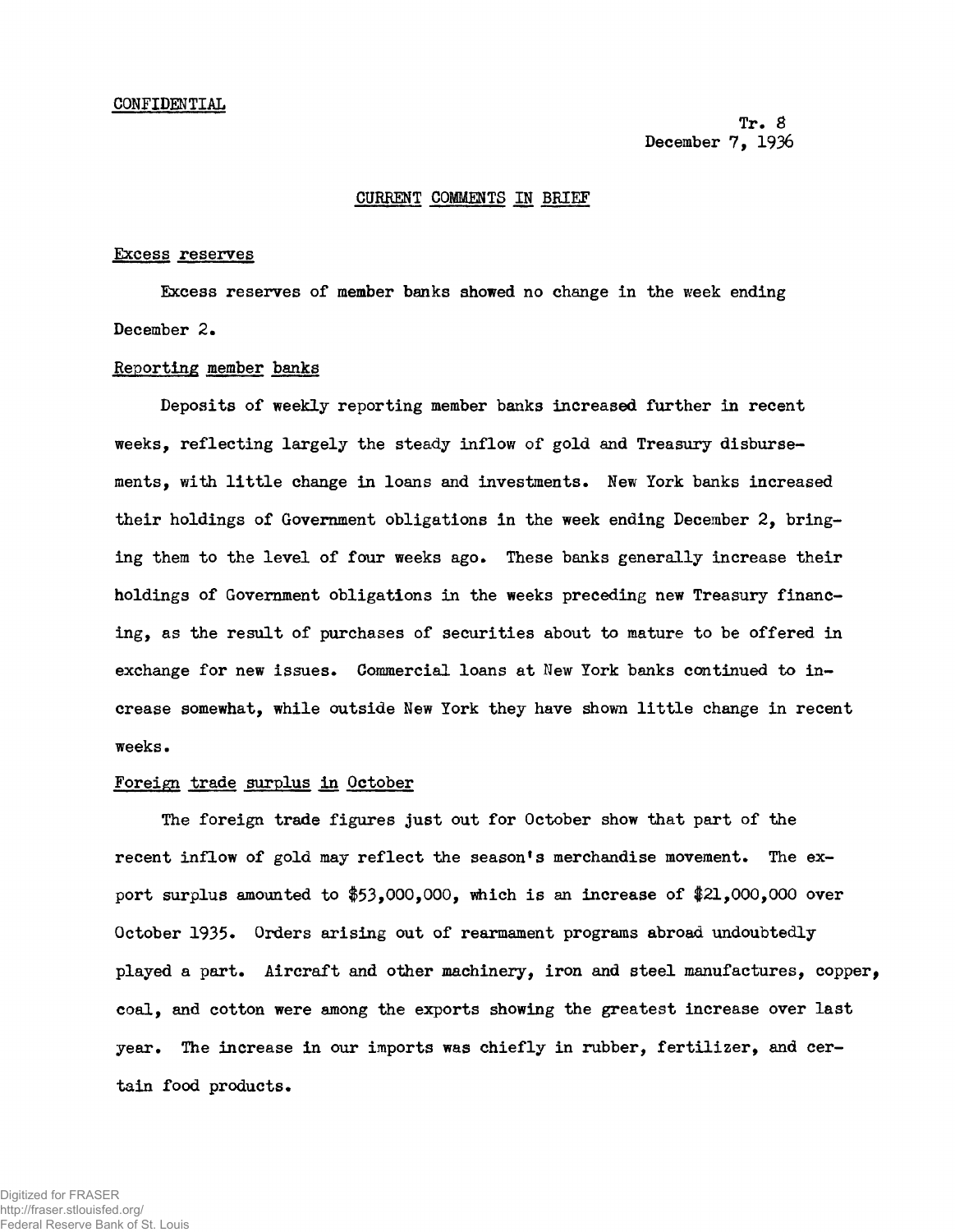CONFIDENTIAL

Tr. 8
December 7, 1936

## CURRENT COMMENTS IN BRIEF

### Excess reserves

Excess reserves of member banks showed no change in the week ending December 2.

### Reporting member banks

Deposits of weekly reporting member banks increased further in recent weeks, reflecting largely the steady inflow of gold and Treasury disbursements, with little change in loans and investments. New York banks increased their holdings of Government obligations in the week ending December 2, bringing them to the level of four weeks ago. These banks generally increase their holdings of Government obligations in the weeks preceding new Treasury financing, as the result of purchases of securities about to mature to be offered in exchange for new issues. Commercial loans at New York banks continued to increase somewhat, while outside New York they have shown little change in recent weeks.

### Foreign trade surplus in October

The foreign trade figures just out for October show that part of the recent inflow of gold may reflect the season's merchandise movement. The export surplus amounted to $53,000,000, which is an increase of $21,000,000 over October 1935. Orders arising out of rearmament programs abroad undoubtedly played a part. Aircraft and other machinery, iron and steel manufactures, copper, coal, and cotton were among the exports showing the greatest increase over last year. The increase in our imports was chiefly in rubber, fertilizer, and certain food products.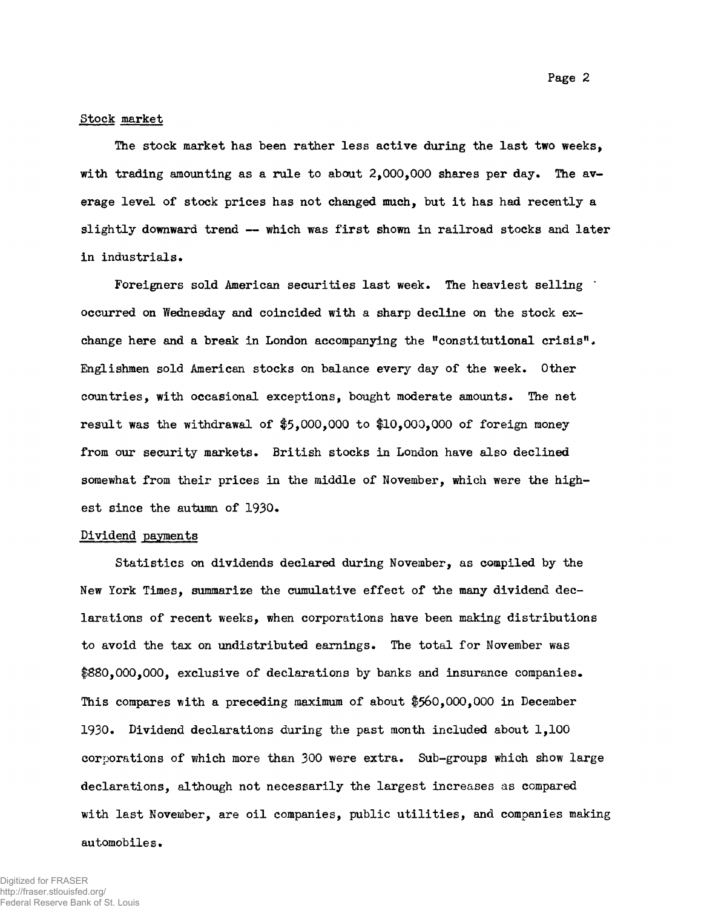### Stock market

The stock market has been rather less active during the last two weeks, with trading amounting as a rule to about 2,000,000 shares per day. The average level of stock prices has not changed much, but it has had recently a slightly downward trend -- which was first shown in railroad stocks and later in industrials.

Foreigners sold American securities last week. The heaviest selling occurred on Wednesday and coincided with a sharp decline on the stock exchange here and a break in London accompanying the "constitutional crisis". Englishmen sold American stocks on balance every day of the week. Other countries, with occasional exceptions, bought moderate amounts. The net result was the withdrawal of $5,000,000 to $10,000,000 of foreign money from our security markets. British stocks in London have also declined somewhat from their prices in the middle of November, which were the highest since the autumn of 1930.

### Dividend payments

Statistics on dividends declared during November, as compiled by the New York Times, summarize the cumulative effect of the many dividend declarations of recent weeks, when corporations have been making distributions to avoid the tax on undistributed earnings. The total for November was $880,000,000, exclusive of declarations by banks and insurance companies. This compares with a preceding maximum of about $560,000,000 in December 1930. Dividend declarations during the past month included about 1,100 corporations of which more than 300 were extra. Sub-groups which show large declarations, although not necessarily the largest increases as compared with last November, are oil companies, public utilities, and companies making automobiles.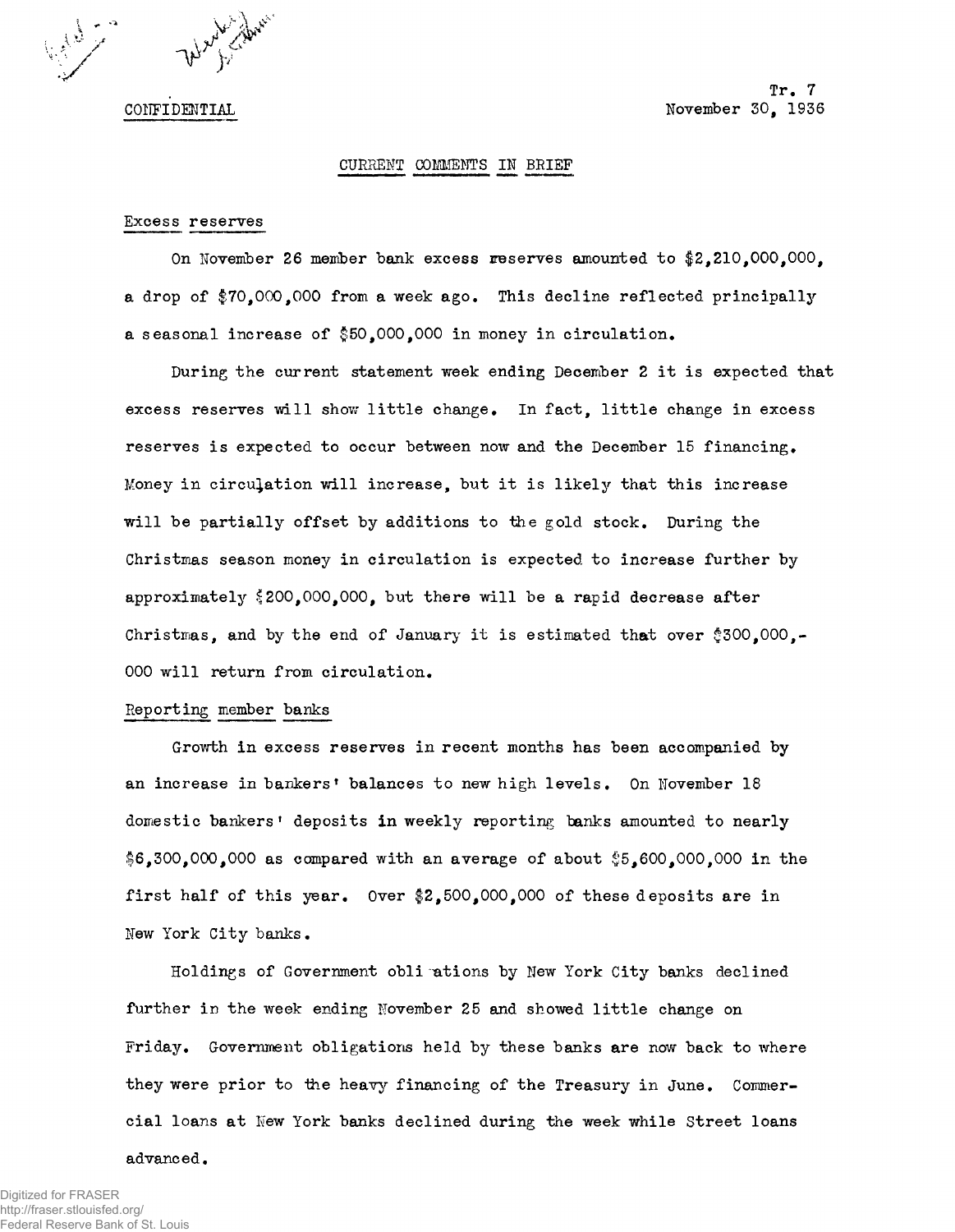CONFIDENTIAL

Tr. 7
November 30, 1936

## CURRENT COMMENTS IN BRIEF

### Excess reserves

On November 26 member bank excess reserves amounted to $2,210,000,000, a drop of $70,000,000 from a week ago. This decline reflected principally a seasonal increase of $50,000,000 in money in circulation.

During the current statement week ending December 2 it is expected that excess reserves will show little change. In fact, little change in excess reserves is expected to occur between now and the December 15 financing. Money in circulation will increase, but it is likely that this increase will be partially offset by additions to the gold stock. During the Christmas season money in circulation is expected to increase further by approximately $200,000,000, but there will be a rapid decrease after Christmas, and by the end of January it is estimated that over $300,000,000 will return from circulation.

### Reporting member banks

Growth in excess reserves in recent months has been accompanied by an increase in bankers' balances to new high levels. On November 18 domestic bankers' deposits in weekly reporting banks amounted to nearly $6,300,000,000 as compared with an average of about $5,600,000,000 in the first half of this year. Over $2,500,000,000 of these deposits are in New York City banks.

Holdings of Government obligations by New York City banks declined further in the week ending November 25 and showed little change on Friday. Government obligations held by these banks are now back to where they were prior to the heavy financing of the Treasury in June. Commercial loans at New York banks declined during the week while Street loans advanced.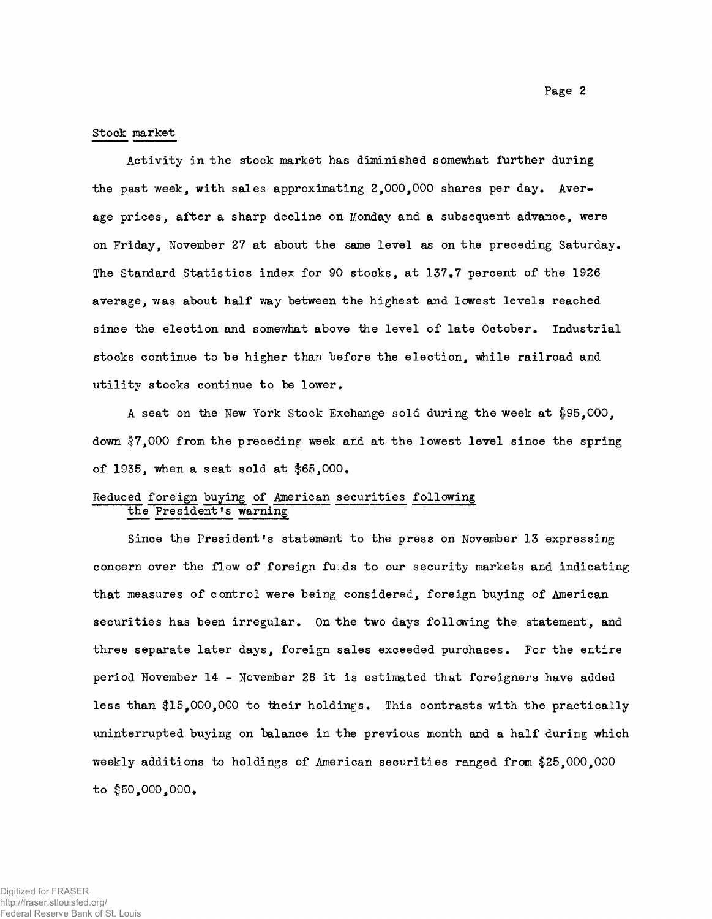## Stock market

Activity in the stock market has diminished somewhat further during the past week, with sales approximating 2,000,000 shares per day. Average prices, after a sharp decline on Monday and a subsequent advance, were on Friday, November 27 at about the same level as on the preceding Saturday. The Standard Statistics index for 90 stocks, at 137.7 percent of the 1926 average, was about half way between the highest and lowest levels reached since the election and somewhat above the level of late October. Industrial stocks continue to be higher than before the election, while railroad and utility stocks continue to be lower.

A seat on the New York Stock Exchange sold during the week at $95,000, down $7,000 from the preceding week and at the lowest level since the spring of 1935, when a seat sold at $65,000.

## Reduced foreign buying of American securities following the President's warning

Since the President's statement to the press on November 13 expressing concern over the flow of foreign funds to our security markets and indicating that measures of control were being considered, foreign buying of American securities has been irregular. On the two days following the statement, and three separate later days, foreign sales exceeded purchases. For the entire period November 14 - November 28 it is estimated that foreigners have added less than $15,000,000 to their holdings. This contrasts with the practically uninterrupted buying on balance in the previous month and a half during which weekly additions to holdings of American securities ranged from $25,000,000 to $50,000,000.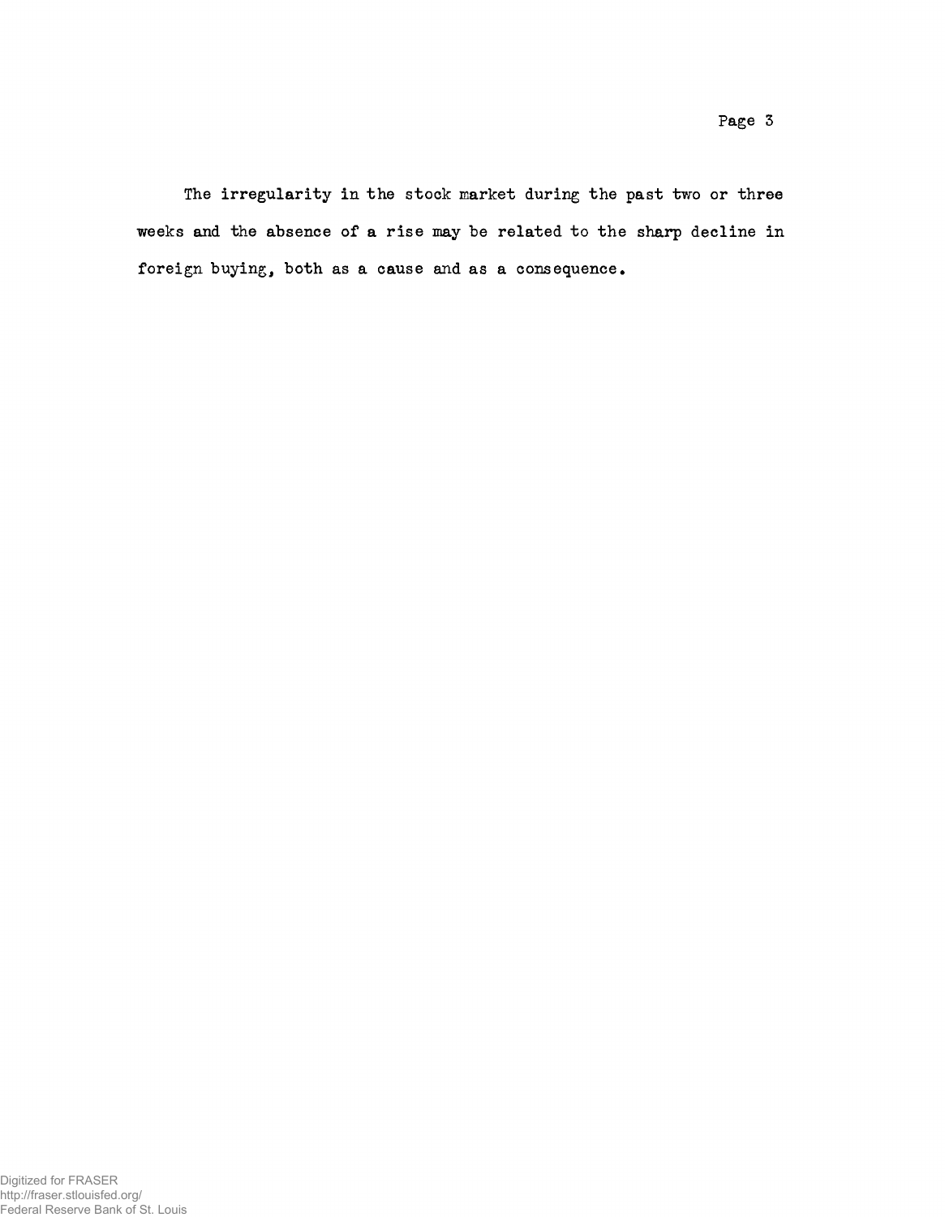The irregularity in the stock market during the past two or three weeks and the absence of a rise may be related to the sharp decline in foreign buying, both as a cause and as a consequence.